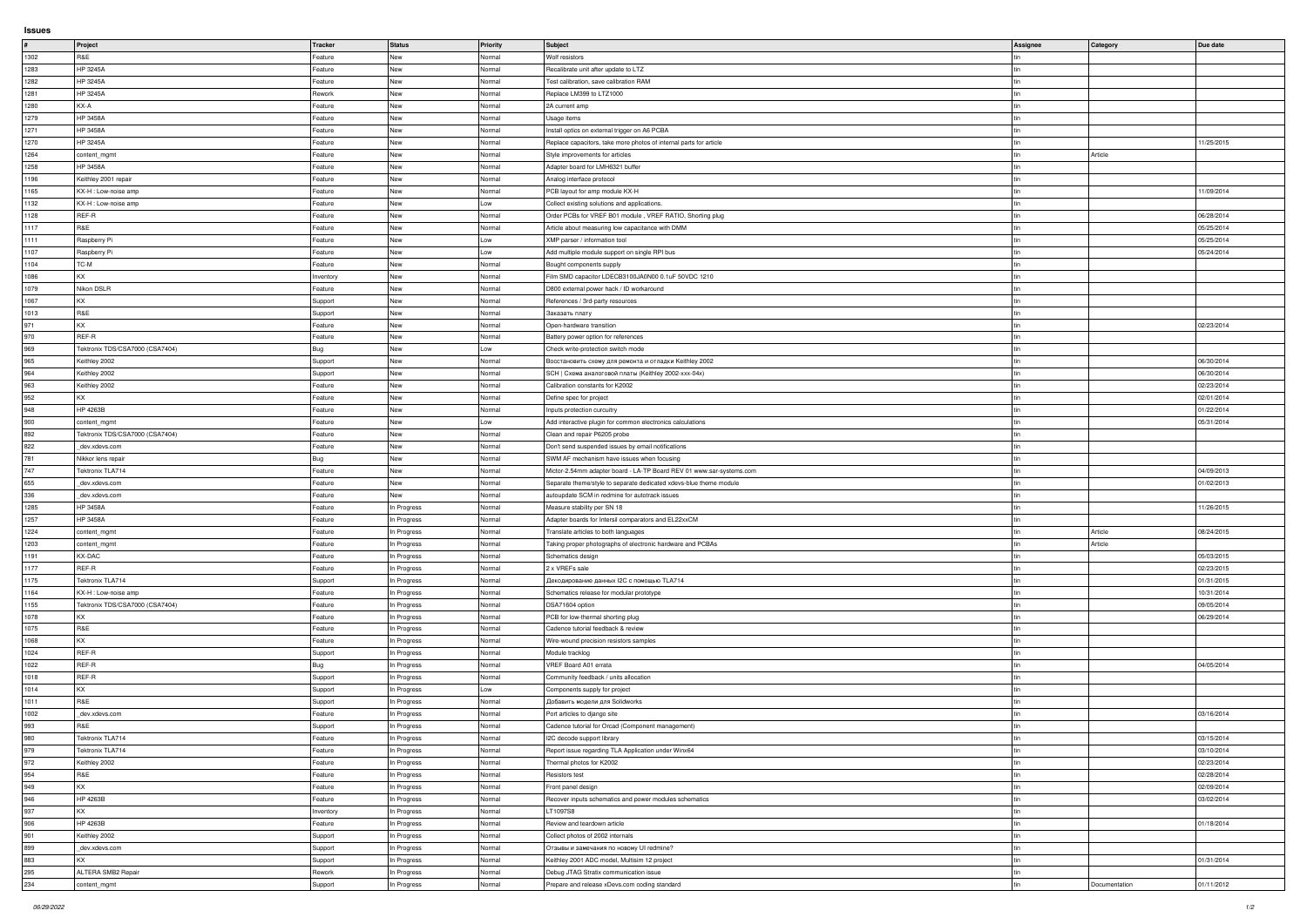# Issues

| # | Project | Tracker | Status | Priority | Subject | Assignee | Category | Due date |
|---|---|---|---|---|---|---|---|---|
| 1302 | R&E | Feature | New | Normal | Wolf resistors | tin | | |
| 1283 | HP 3245A | Feature | New | Normal | Recalibrate unit after update to LTZ | tin | | |
| 1282 | HP 3245A | Feature | New | Normal | Test calibration, save calibration RAM | tin | | |
| 1281 | HP 3245A | Rework | New | Normal | Replace LM399 to LTZ1000 | tin | | |
| 1280 | KX-A | Feature | New | Normal | 2A current amp | tin | | |
| 1279 | HP 3458A | Feature | New | Normal | Usage items | tin | | |
| 1271 | HP 3458A | Feature | New | Normal | Install optics on external trigger on A6 PCBA | tin | | |
| 1270 | HP 3245A | Feature | New | Normal | Replace capacitors, take more photos of internal parts for article | tin | | 11/25/2015 |
| 1264 | content_mgmt | Feature | New | Normal | Style improvements for articles | tin | Article | |
| 1258 | HP 3458A | Feature | New | Normal | Adapter board for LMH6321 buffer | tin | | |
| 1196 | Keithley 2001 repair | Feature | New | Normal | Analog interface protocol | tin | | |
| 1165 | KX-H : Low-noise amp | Feature | New | Normal | PCB layout for amp module KX-H | tin | | 11/09/2014 |
| 1132 | KX-H : Low-noise amp | Feature | New | Low | Collect existing solutions and applications. | tin | | |
| 1128 | REF-R | Feature | New | Normal | Order PCBs for VREF B01 module , VREF RATIO, Shorting plug | tin | | 06/28/2014 |
| 1117 | R&E | Feature | New | Normal | Article about measuring low capacitance with DMM | tin | | 05/25/2014 |
| 1111 | Raspberry Pi | Feature | New | Low | XMP parser / information tool | tin | | 05/25/2014 |
| 1107 | Raspberry Pi | Feature | New | Low | Add multiple module support on single RPI bus | tin | | 05/24/2014 |
| 1104 | TC-M | Feature | New | Normal | Bought components supply | tin | | |
| 1086 | KX | Inventory | New | Normal | Film SMD capacitor LDECB3100JA0N00 0.1uF 50VDC 1210 | tin | | |
| 1079 | Nikon DSLR | Feature | New | Normal | D800 external power hack / ID workaround | tin | | |
| 1067 | KX | Support | New | Normal | References / 3rd-party resources | tin | | |
| 1013 | R&E | Support | New | Normal | Заказать плату | tin | | |
| 971 | KX | Feature | New | Normal | Open-hardware transition | tin | | 02/23/2014 |
| 970 | REF-R | Feature | New | Normal | Battery power option for references | tin | | |
| 969 | Tektronix TDS/CSA7000 (CSA7404) | Bug | New | Low | Check write-protection switch mode | tin | | |
| 965 | Keithley 2002 | Support | New | Normal | Восстановить схему для ремонта и отладки Keithley 2002 | tin | | 06/30/2014 |
| 964 | Keithley 2002 | Support | New | Normal | SCH \| Схема аналоговой платы (Keithley 2002-xxx-04x) | tin | | 06/30/2014 |
| 963 | Keithley 2002 | Feature | New | Normal | Calibration constants for K2002 | tin | | 02/23/2014 |
| 952 | KX | Feature | New | Normal | Define spec for project | tin | | 02/01/2014 |
| 948 | HP 4263B | Feature | New | Normal | Inputs protection curcuitry | tin | | 01/22/2014 |
| 900 | content_mgmt | Feature | New | Low | Add interactive plugin for common electronics calculations | tin | | 05/31/2014 |
| 892 | Tektronix TDS/CSA7000 (CSA7404) | Feature | New | Normal | Clean and repair P6205 probe | tin | | |
| 822 | _dev.xdevs.com | Feature | New | Normal | Don't send suspended issues by email notifications | tin | | |
| 781 | Nikkor lens repair | Bug | New | Normal | SWM AF mechanism have issues when focusing | tin | | |
| 747 | Tektronix TLA714 | Feature | New | Normal | Mictor-2.54mm adapter board - LA-TP Board REV 01 www.sar-systems.com | tin | | 04/09/2013 |
| 655 | _dev.xdevs.com | Feature | New | Normal | Separate theme/style to separate dedicated xdevs-blue theme module | tin | | 01/02/2013 |
| 336 | _dev.xdevs.com | Feature | New | Normal | autoupdate SCM in redmine for autotrack issues | tin | | |
| 1285 | HP 3458A | Feature | In Progress | Normal | Measure stability per SN 18 | tin | | 11/26/2015 |
| 1257 | HP 3458A | Feature | In Progress | Normal | Adapter boards for Intersil comparators and EL22xxCM | tin | | |
| 1224 | content_mgmt | Feature | In Progress | Normal | Translate articles to both languages | tin | Article | 08/24/2015 |
| 1203 | content_mgmt | Feature | In Progress | Normal | Taking proper photographs of electronic hardware and PCBAs | tin | Article | |
| 1191 | KX-DAC | Feature | In Progress | Normal | Schematics design | tin | | 05/03/2015 |
| 1177 | REF-R | Feature | In Progress | Normal | 2 x VREFs sale | tin | | 02/23/2015 |
| 1175 | Tektronix TLA714 | Support | In Progress | Normal | Декодирование данных I2C с помощью TLA714 | tin | | 01/31/2015 |
| 1164 | KX-H : Low-noise amp | Feature | In Progress | Normal | Schematics release for modular prototype | tin | | 10/31/2014 |
| 1155 | Tektronix TDS/CSA7000 (CSA7404) | Feature | In Progress | Normal | DSA71604 option | tin | | 09/05/2014 |
| 1078 | KX | Feature | In Progress | Normal | PCB for low-thermal shorting plug | tin | | 06/29/2014 |
| 1075 | R&E | Feature | In Progress | Normal | Cadence tutorial feedback & review | tin | | |
| 1068 | KX | Feature | In Progress | Normal | Wire-wound precision resistors samples | tin | | |
| 1024 | REF-R | Support | In Progress | Normal | Module tracklog | tin | | |
| 1022 | REF-R | Bug | In Progress | Normal | VREF Board A01 errata | tin | | 04/05/2014 |
| 1018 | REF-R | Support | In Progress | Normal | Community feedback / units allocation | tin | | |
| 1014 | KX | Support | In Progress | Low | Components supply for project | tin | | |
| 1011 | R&E | Support | In Progress | Normal | Добавить модели для Solidworks | tin | | |
| 1002 | _dev.xdevs.com | Feature | In Progress | Normal | Port articles to django site | tin | | 03/16/2014 |
| 993 | R&E | Support | In Progress | Normal | Cadence tutorial for Orcad (Component management) | tin | | |
| 980 | Tektronix TLA714 | Feature | In Progress | Normal | I2C decode support library | tin | | 03/15/2014 |
| 979 | Tektronix TLA714 | Feature | In Progress | Normal | Report issue regarding TLA Application under Winx64 | tin | | 03/10/2014 |
| 972 | Keithley 2002 | Feature | In Progress | Normal | Thermal photos for K2002 | tin | | 02/23/2014 |
| 954 | R&E | Feature | In Progress | Normal | Resistors test | tin | | 02/28/2014 |
| 949 | KX | Feature | In Progress | Normal | Front panel design | tin | | 02/09/2014 |
| 946 | HP 4263B | Feature | In Progress | Normal | Recover inputs schematics and power modules schematics | tin | | 03/02/2014 |
| 937 | KX | Inventory | In Progress | Normal | LT1097S8 | tin | | |
| 906 | HP 4263B | Feature | In Progress | Normal | Review and teardown article | tin | | 01/18/2014 |
| 901 | Keithley 2002 | Support | In Progress | Normal | Collect photos of 2002 internals | tin | | |
| 899 | _dev.xdevs.com | Support | In Progress | Normal | Отзывы и замечания по новому UI redmine? | tin | | |
| 883 | KX | Support | In Progress | Normal | Keithley 2001 ADC model, Multisim 12 project | tin | | 01/31/2014 |
| 295 | ALTERA SMB2 Repair | Rework | In Progress | Normal | Debug JTAG Stratix communication issue | tin | | |
| 234 | content_mgmt | Support | In Progress | Normal | Prepare and release xDevs.com coding standard | tin | Documentation | 01/11/2012 |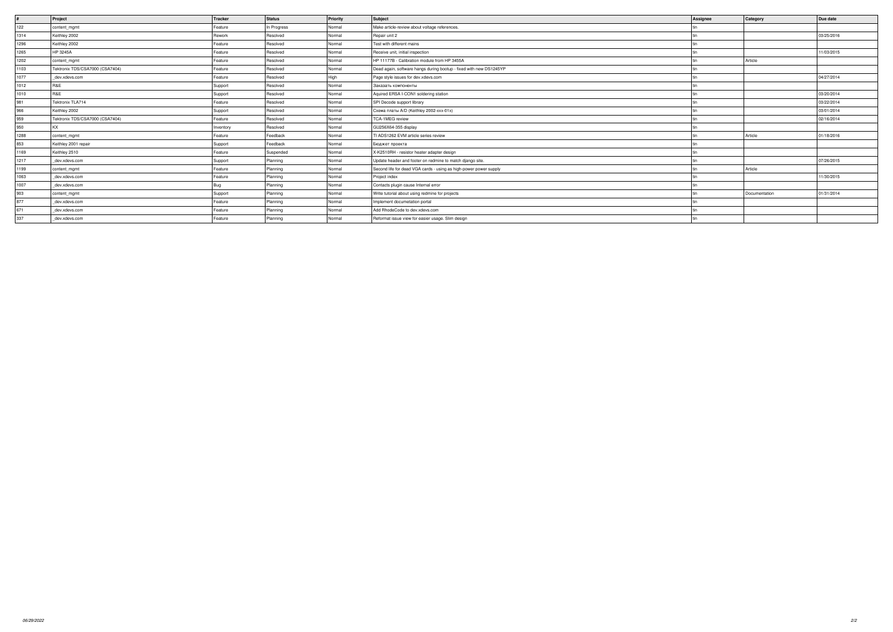| # | Project | Tracker | Status | Priority | Subject | Assignee | Category | Due date |
|---|---|---|---|---|---|---|---|---|
| 122 | content_mgmt | Feature | In Progress | Normal | Make article-review about voltage references. | tin | | |
| 1314 | Keithley 2002 | Rework | Resolved | Normal | Repair unit 2 | tin | | 03/25/2016 |
| 1296 | Keithley 2002 | Feature | Resolved | Normal | Test with different mains | tin | | |
| 1265 | HP 3245A | Feature | Resolved | Normal | Receive unit, initial inspection | tin | | 11/03/2015 |
| 1202 | content_mgmt | Feature | Resolved | Normal | HP 11177B - Calibration module from HP 3455A | tin | Article | |
| 1103 | Tektronix TDS/CSA7000 (CSA7404) | Feature | Resolved | Normal | Dead again, software hangs during bootup - fixed with new DS1245YP | tin | | |
| 1077 | _dev.xdevs.com | Feature | Resolved | High | Page style issues for dev.xdevs.com | tin | | 04/27/2014 |
| 1012 | R&E | Support | Resolved | Normal | Заказать компоненты | tin | | |
| 1010 | R&E | Support | Resolved | Normal | Aquired ERSA I-CON1 soldering station | tin | | 03/20/2014 |
| 981 | Tektronix TLA714 | Feature | Resolved | Normal | SPI Decode support library | tin | | 03/22/2014 |
| 966 | Keithley 2002 | Support | Resolved | Normal | Схема платы A/D (Keithley 2002-xxx-01x) | tin | | 03/01/2014 |
| 959 | Tektronix TDS/CSA7000 (CSA7404) | Feature | Resolved | Normal | TCA-1MEG review | tin | | 02/16/2014 |
| 950 | KX | Inventory | Resolved | Normal | GU256X64-355 display | tin | | |
| 1288 | content_mgmt | Feature | Feedback | Normal | TI ADS1262 EVM article series review | tin | Article | 01/18/2016 |
| 853 | Keithley 2001 repair | Support | Feedback | Normal | Бюджет проекта | tin | | |
| 1169 | Keithley 2510 | Feature | Suspended | Normal | X-K2510RH - resistor heater adapter design | tin | | |
| 1217 | _dev.xdevs.com | Support | Planning | Normal | Update header and footer on redmine to match django site. | tin | | 07/26/2015 |
| 1199 | content_mgmt | Feature | Planning | Normal | Second life for dead VGA cards - using as high-power power supply | tin | Article | |
| 1063 | _dev.xdevs.com | Feature | Planning | Normal | Project index | tin | | 11/30/2015 |
| 1007 | _dev.xdevs.com | Bug | Planning | Normal | Contacts plugin cause Internal error | tin | | |
| 903 | content_mgmt | Support | Planning | Normal | Write tutorial about using redmine for projects | tin | Documentation | 01/31/2014 |
| 877 | _dev.xdevs.com | Feature | Planning | Normal | Implement documetation portal | tin | | |
| 671 | _dev.xdevs.com | Feature | Planning | Normal | Add RhodeCode to dev.xdevs.com | tin | | |
| 337 | _dev.xdevs.com | Feature | Planning | Normal | Reformat issue view for easier usage. Slim design | tin | | |